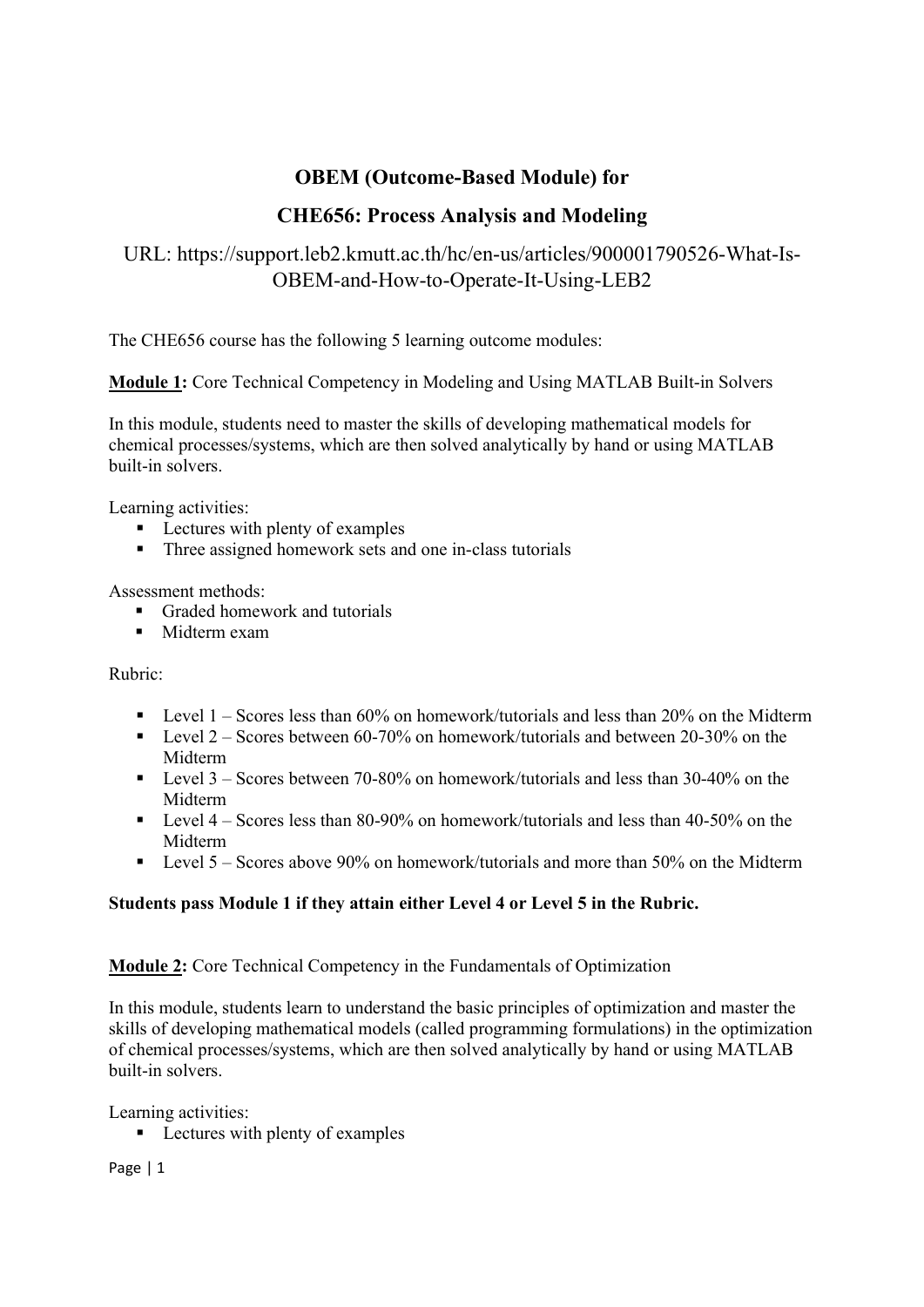# OBEM (Outcome-Based Module) for

# CHE656: Process Analysis and Modeling

URL: https://support.leb2.kmutt.ac.th/hc/en-us/articles/900001790526-What-Is-OBEM-and-How-to-Operate-It-Using-LEB2

The CHE656 course has the following 5 learning outcome modules:

**Module 1:** Core Technical Competency in Modeling and Using MATLAB Built-in Solvers

In this module, students need to master the skills of developing mathematical models for chemical processes/systems, which are then solved analytically by hand or using MATLAB built-in solvers.

Learning activities:

- Lectures with plenty of examples
- Three assigned homework sets and one in-class tutorials

Assessment methods:

- Graded homework and tutorials
- Midterm exam

Rubric:

- Level 1 – Scores less than 60% on homework/tutorials and less than 20% on the Midterm
- Level 2 – Scores between 60-70% on homework/tutorials and between 20-30% on the Midterm
- Level 3 – Scores between 70-80% on homework/tutorials and less than 30-40% on the Midterm
- Level 4 – Scores less than 80-90% on homework/tutorials and less than 40-50% on the Midterm
- Level 5 – Scores above 90% on homework/tutorials and more than 50% on the Midterm

**Students pass Module 1 if they attain either Level 4 or Level 5 in the Rubric.**

**Module 2:** Core Technical Competency in the Fundamentals of Optimization

In this module, students learn to understand the basic principles of optimization and master the skills of developing mathematical models (called programming formulations) in the optimization of chemical processes/systems, which are then solved analytically by hand or using MATLAB built-in solvers.

Learning activities:

- Lectures with plenty of examples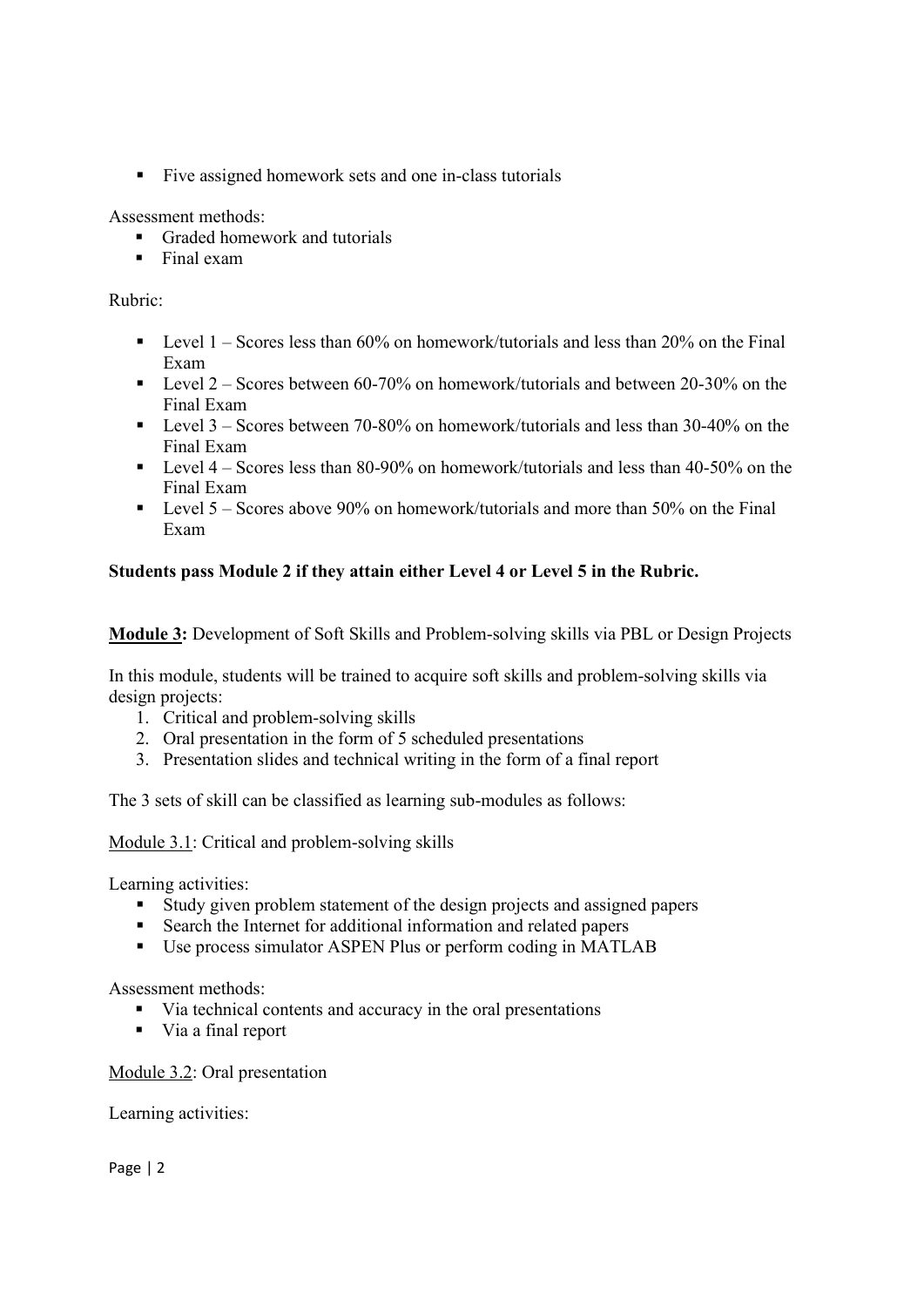- Five assigned homework sets and one in-class tutorials

Assessment methods:

- Graded homework and tutorials
- Final exam

Rubric:

- Level 1 – Scores less than 60% on homework/tutorials and less than 20% on the Final Exam
- Level 2 – Scores between 60-70% on homework/tutorials and between 20-30% on the Final Exam
- Level 3 – Scores between 70-80% on homework/tutorials and less than 30-40% on the Final Exam
- Level 4 – Scores less than 80-90% on homework/tutorials and less than 40-50% on the Final Exam
- Level 5 – Scores above 90% on homework/tutorials and more than 50% on the Final Exam

**Students pass Module 2 if they attain either Level 4 or Level 5 in the Rubric.**

**Module 3:** Development of Soft Skills and Problem-solving skills via PBL or Design Projects

In this module, students will be trained to acquire soft skills and problem-solving skills via design projects:

1. Critical and problem-solving skills
2. Oral presentation in the form of 5 scheduled presentations
3. Presentation slides and technical writing in the form of a final report

The 3 sets of skill can be classified as learning sub-modules as follows:

Module 3.1: Critical and problem-solving skills

Learning activities:

- Study given problem statement of the design projects and assigned papers
- Search the Internet for additional information and related papers
- Use process simulator ASPEN Plus or perform coding in MATLAB

Assessment methods:

- Via technical contents and accuracy in the oral presentations
- Via a final report

Module 3.2: Oral presentation

Learning activities: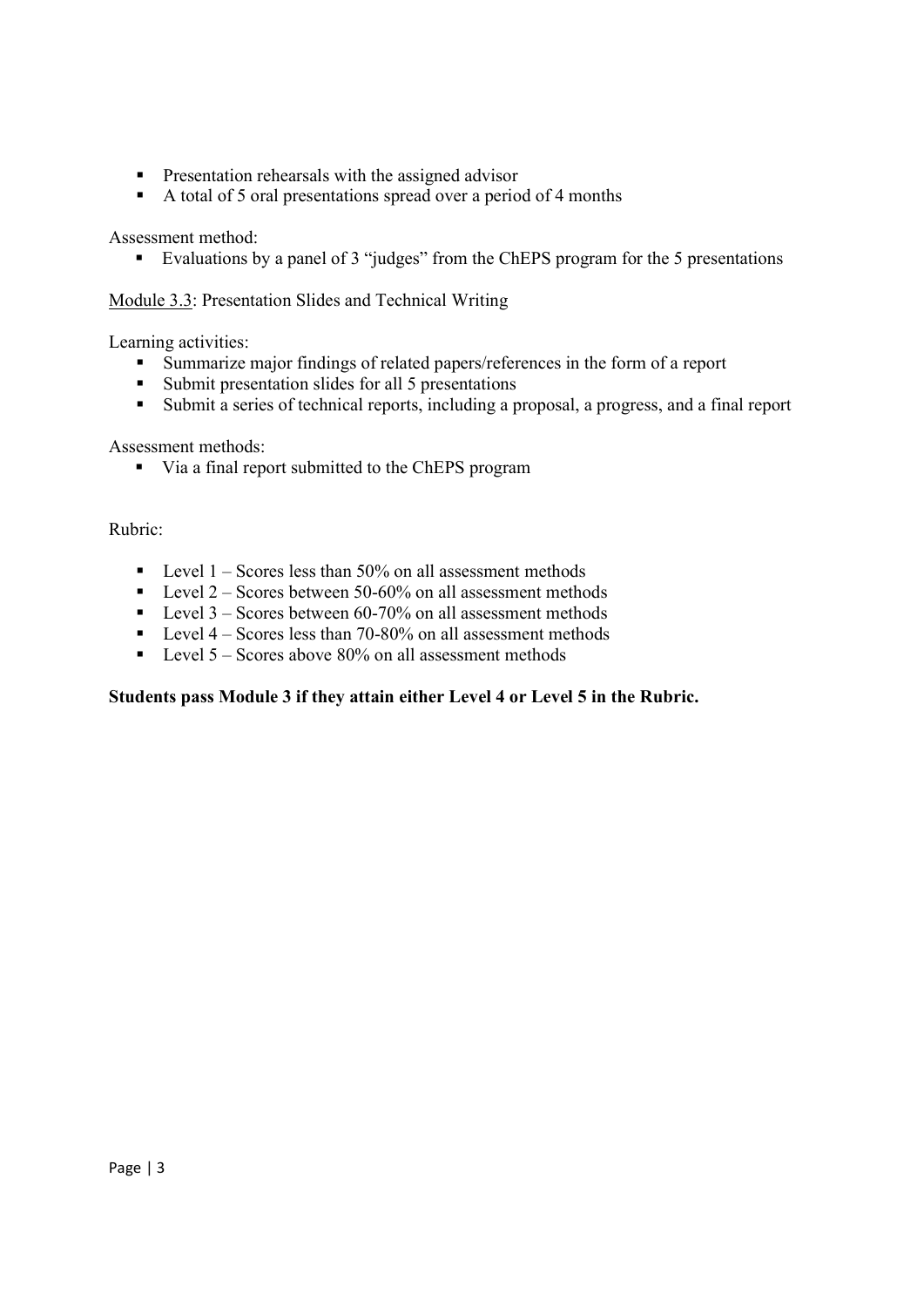- Presentation rehearsals with the assigned advisor
- A total of 5 oral presentations spread over a period of 4 months

Assessment method:

- Evaluations by a panel of 3 "judges" from the ChEPS program for the 5 presentations

Module 3.3: Presentation Slides and Technical Writing

Learning activities:

- Summarize major findings of related papers/references in the form of a report
- Submit presentation slides for all 5 presentations
- Submit a series of technical reports, including a proposal, a progress, and a final report

Assessment methods:

- Via a final report submitted to the ChEPS program

Rubric:

- Level 1 – Scores less than 50% on all assessment methods
- Level 2 – Scores between 50-60% on all assessment methods
- Level 3 – Scores between 60-70% on all assessment methods
- Level 4 – Scores less than 70-80% on all assessment methods
- Level 5 – Scores above 80% on all assessment methods

**Students pass Module 3 if they attain either Level 4 or Level 5 in the Rubric.**